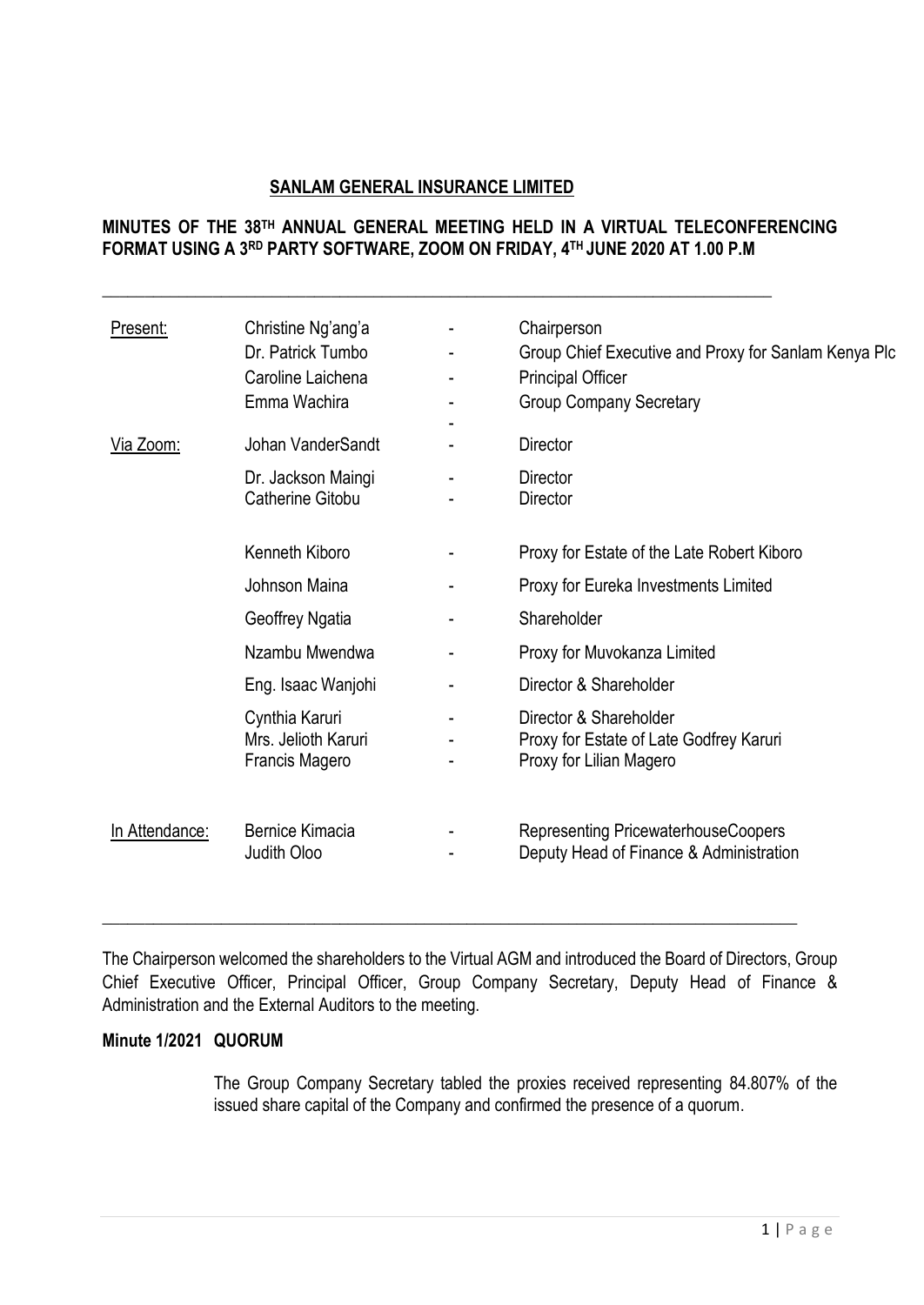**SANLAM GENERAL INSURANCE LIMITED**

**MINUTES OF THE 38TH ANNUAL GENERAL MEETING HELD IN A VIRTUAL TELECONFERENCING FORMAT USING A 3RD PARTY SOFTWARE, ZOOM ON FRIDAY, 4TH JUNE 2020 AT 1.00 P.M**

---

| | | | |
|---|---|---|---|
| Present: | Christine Ng'ang'a | - | Chairperson |
| | Dr. Patrick Tumbo | - | Group Chief Executive and Proxy for Sanlam Kenya Plc |
| | Caroline Laichena | - | Principal Officer |
| | Emma Wachira | - | Group Company Secretary |
| | | - | |
| Via Zoom: | Johan VanderSandt | - | Director |
| | Dr. Jackson Maingi | - | Director |
| | Catherine Gitobu | - | Director |
| | Kenneth Kiboro | - | Proxy for Estate of the Late Robert Kiboro |
| | Johnson Maina | - | Proxy for Eureka Investments Limited |
| | Geoffrey Ngatia | - | Shareholder |
| | Nzambu Mwendwa | - | Proxy for Muvokanza Limited |
| | Eng. Isaac Wanjohi | - | Director & Shareholder |
| | Cynthia Karuri | - | Director & Shareholder |
| | Mrs. Jelioth Karuri | - | Proxy for Estate of Late Godfrey Karuri |
| | Francis Magero | - | Proxy for Lilian Magero |
| In Attendance: | Bernice Kimacia | - | Representing PricewaterhouseCoopers |
| | Judith Oloo | - | Deputy Head of Finance & Administration |

---

The Chairperson welcomed the shareholders to the Virtual AGM and introduced the Board of Directors, Group Chief Executive Officer, Principal Officer, Group Company Secretary, Deputy Head of Finance & Administration and the External Auditors to the meeting.

**Minute 1/2021 QUORUM**

The Group Company Secretary tabled the proxies received representing 84.807% of the issued share capital of the Company and confirmed the presence of a quorum.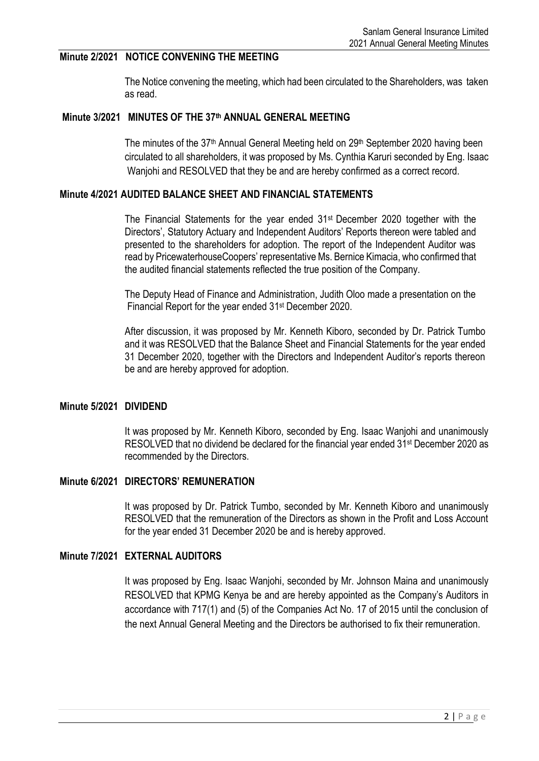## Minute 2/2021 NOTICE CONVENING THE MEETING

The Notice convening the meeting, which had been circulated to the Shareholders, was taken as read.

## Minute 3/2021 MINUTES OF THE 37th ANNUAL GENERAL MEETING

The minutes of the 37th Annual General Meeting held on 29th September 2020 having been circulated to all shareholders, it was proposed by Ms. Cynthia Karuri seconded by Eng. Isaac Wanjohi and RESOLVED that they be and are hereby confirmed as a correct record.

## Minute 4/2021 AUDITED BALANCE SHEET AND FINANCIAL STATEMENTS

The Financial Statements for the year ended 31st December 2020 together with the Directors', Statutory Actuary and Independent Auditors' Reports thereon were tabled and presented to the shareholders for adoption. The report of the Independent Auditor was read by PricewaterhouseCoopers' representative Ms. Bernice Kimacia, who confirmed that the audited financial statements reflected the true position of the Company.

The Deputy Head of Finance and Administration, Judith Oloo made a presentation on the Financial Report for the year ended 31st December 2020.

After discussion, it was proposed by Mr. Kenneth Kiboro, seconded by Dr. Patrick Tumbo and it was RESOLVED that the Balance Sheet and Financial Statements for the year ended 31 December 2020, together with the Directors and Independent Auditor's reports thereon be and are hereby approved for adoption.

## Minute 5/2021 DIVIDEND

It was proposed by Mr. Kenneth Kiboro, seconded by Eng. Isaac Wanjohi and unanimously RESOLVED that no dividend be declared for the financial year ended 31st December 2020 as recommended by the Directors.

## Minute 6/2021 DIRECTORS' REMUNERATION

It was proposed by Dr. Patrick Tumbo, seconded by Mr. Kenneth Kiboro and unanimously RESOLVED that the remuneration of the Directors as shown in the Profit and Loss Account for the year ended 31 December 2020 be and is hereby approved.

## Minute 7/2021 EXTERNAL AUDITORS

It was proposed by Eng. Isaac Wanjohi, seconded by Mr. Johnson Maina and unanimously RESOLVED that KPMG Kenya be and are hereby appointed as the Company's Auditors in accordance with 717(1) and (5) of the Companies Act No. 17 of 2015 until the conclusion of the next Annual General Meeting and the Directors be authorised to fix their remuneration.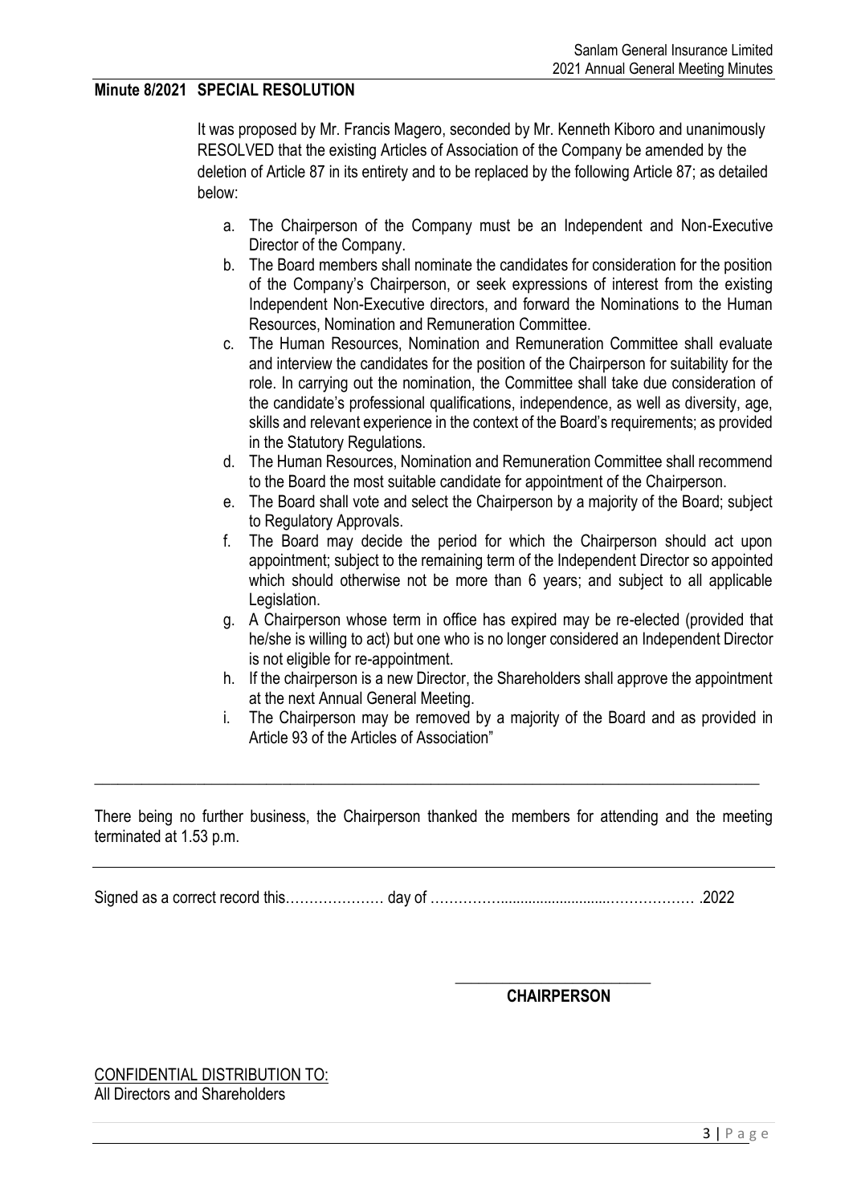**Minute 8/2021 SPECIAL RESOLUTION**

It was proposed by Mr. Francis Magero, seconded by Mr. Kenneth Kiboro and unanimously RESOLVED that the existing Articles of Association of the Company be amended by the deletion of Article 87 in its entirety and to be replaced by the following Article 87; as detailed below:

a. The Chairperson of the Company must be an Independent and Non-Executive Director of the Company.
b. The Board members shall nominate the candidates for consideration for the position of the Company's Chairperson, or seek expressions of interest from the existing Independent Non-Executive directors, and forward the Nominations to the Human Resources, Nomination and Remuneration Committee.
c. The Human Resources, Nomination and Remuneration Committee shall evaluate and interview the candidates for the position of the Chairperson for suitability for the role. In carrying out the nomination, the Committee shall take due consideration of the candidate's professional qualifications, independence, as well as diversity, age, skills and relevant experience in the context of the Board's requirements; as provided in the Statutory Regulations.
d. The Human Resources, Nomination and Remuneration Committee shall recommend to the Board the most suitable candidate for appointment of the Chairperson.
e. The Board shall vote and select the Chairperson by a majority of the Board; subject to Regulatory Approvals.
f. The Board may decide the period for which the Chairperson should act upon appointment; subject to the remaining term of the Independent Director so appointed which should otherwise not be more than 6 years; and subject to all applicable Legislation.
g. A Chairperson whose term in office has expired may be re-elected (provided that he/she is willing to act) but one who is no longer considered an Independent Director is not eligible for re-appointment.
h. If the chairperson is a new Director, the Shareholders shall approve the appointment at the next Annual General Meeting.
i. The Chairperson may be removed by a majority of the Board and as provided in Article 93 of the Articles of Association"

---

There being no further business, the Chairperson thanked the members for attending and the meeting terminated at 1.53 p.m.

---

Signed as a correct record this………………… day of ……………..........................……………… .2022

\_\_\_\_\_\_\_\_\_\_\_\_\_\_\_\_\_\_\_\_\_\_\_\_\_\_

**CHAIRPERSON**

CONFIDENTIAL DISTRIBUTION TO:
All Directors and Shareholders